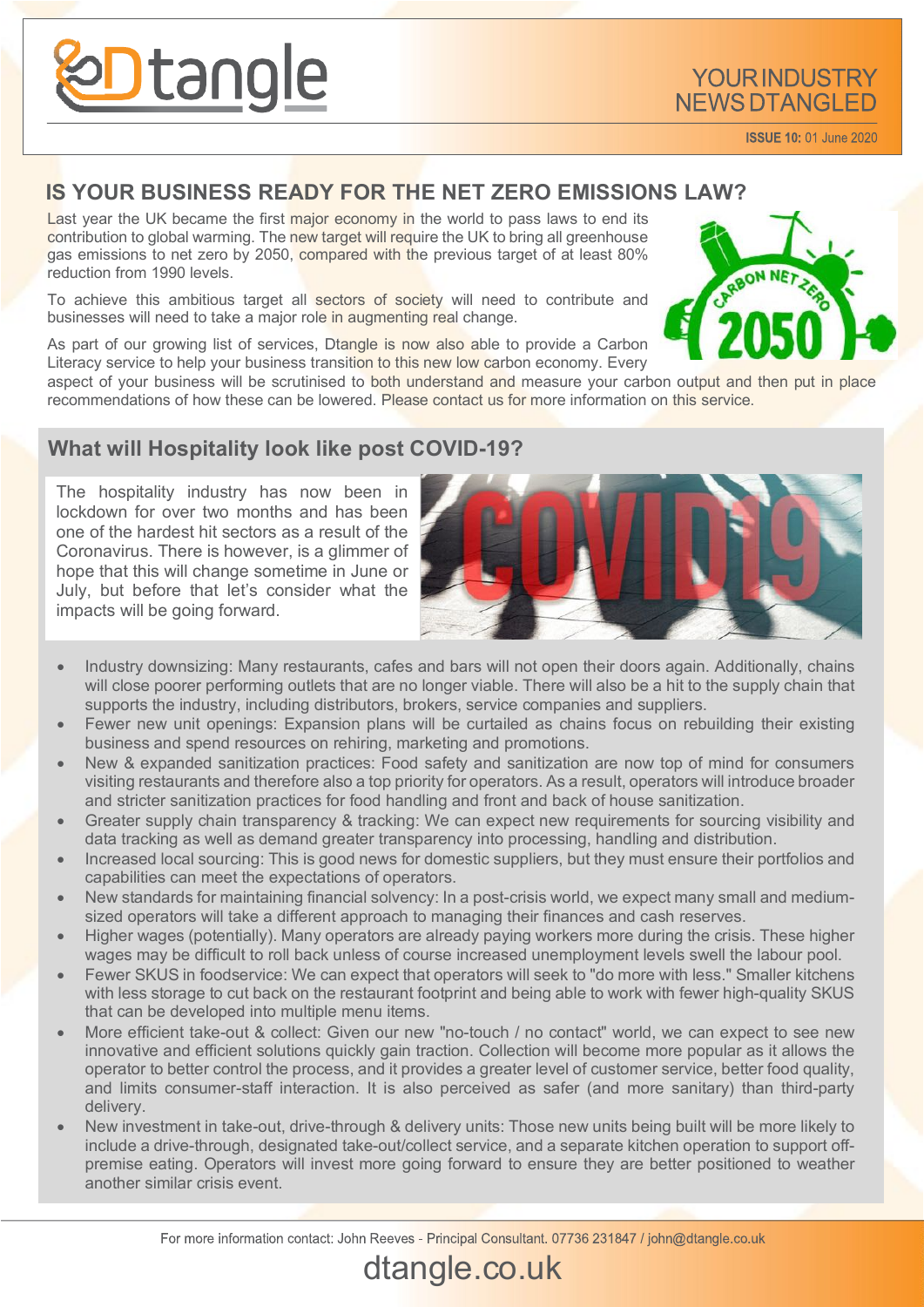# Dtangle

YOUR INDUSTRY NEWS DTANGLED

**ISSUE 10:** 01 June 2020

## IS YOUR BUSINESS READY FOR THE NET ZERO EMISSIONS LAW?

Last year the UK became the first major economy in the world to pass laws to end its contribution to global warming. The new target will require the UK to bring all greenhouse gas emissions to net zero by 2050, compared with the previous target of at least 80% reduction from 1990 levels.

To achieve this ambitious target all sectors of society will need to contribute and businesses will need to take a major role in augmenting real change.

As part of our growing list of services, Dtangle is now also able to provide a Carbon Literacy service to help your business transition to this new low carbon economy. Every aspect of your business will be scrutinised to both understand and measure your carbon output and then put in place recommendations of how these can be lowered. Please contact us for more information on this service.

## What will Hospitality look like post COVID-19?

The hospitality industry has now been in lockdown for over two months and has been one of the hardest hit sectors as a result of the Coronavirus. There is however, is a glimmer of hope that this will change sometime in June or July, but before that let's consider what the impacts will be going forward.

- Industry downsizing: Many restaurants, cafes and bars will not open their doors again. Additionally, chains will close poorer performing outlets that are no longer viable. There will also be a hit to the supply chain that supports the industry, including distributors, brokers, service companies and suppliers.
- Fewer new unit openings: Expansion plans will be curtailed as chains focus on rebuilding their existing business and spend resources on rehiring, marketing and promotions.
- New & expanded sanitization practices: Food safety and sanitization are now top of mind for consumers visiting restaurants and therefore also a top priority for operators. As a result, operators will introduce broader and stricter sanitization practices for food handling and front and back of house sanitization.
- Greater supply chain transparency & tracking: We can expect new requirements for sourcing visibility and data tracking as well as demand greater transparency into processing, handling and distribution.
- Increased local sourcing: This is good news for domestic suppliers, but they must ensure their portfolios and capabilities can meet the expectations of operators.
- New standards for maintaining financial solvency: In a post-crisis world, we expect many small and medium-sized operators will take a different approach to managing their finances and cash reserves.
- Higher wages (potentially). Many operators are already paying workers more during the crisis. These higher wages may be difficult to roll back unless of course increased unemployment levels swell the labour pool.
- Fewer SKUS in foodservice: We can expect that operators will seek to "do more with less." Smaller kitchens with less storage to cut back on the restaurant footprint and being able to work with fewer high-quality SKUS that can be developed into multiple menu items.
- More efficient take-out & collect: Given our new "no-touch / no contact" world, we can expect to see new innovative and efficient solutions quickly gain traction. Collection will become more popular as it allows the operator to better control the process, and it provides a greater level of customer service, better food quality, and limits consumer-staff interaction. It is also perceived as safer (and more sanitary) than third-party delivery.
- New investment in take-out, drive-through & delivery units: Those new units being built will be more likely to include a drive-through, designated take-out/collect service, and a separate kitchen operation to support off-premise eating. Operators will invest more going forward to ensure they are better positioned to weather another similar crisis event.

For more information contact: John Reeves - Principal Consultant. 07736 231847 / john@dtangle.co.uk

dtangle.co.uk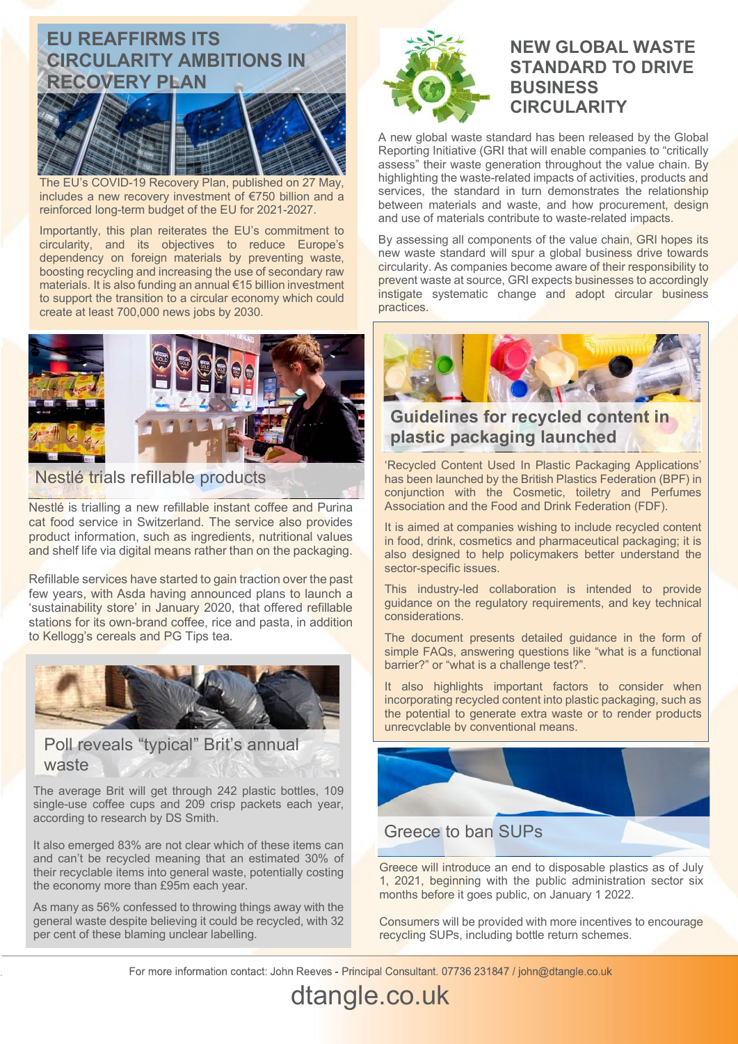## EU REAFFIRMS ITS CIRCULARITY AMBITIONS IN RECOVERY PLAN

The EU's COVID-19 Recovery Plan, published on 27 May, includes a new recovery investment of €750 billion and a reinforced long-term budget of the EU for 2021-2027.

Importantly, this plan reiterates the EU's commitment to circularity, and its objectives to reduce Europe's dependency on foreign materials by preventing waste, boosting recycling and increasing the use of secondary raw materials. It is also funding an annual €15 billion investment to support the transition to a circular economy which could create at least 700,000 news jobs by 2030.

## Nestlé trials refillable products

Nestlé is trialling a new refillable instant coffee and Purina cat food service in Switzerland. The service also provides product information, such as ingredients, nutritional values and shelf life via digital means rather than on the packaging.

Refillable services have started to gain traction over the past few years, with Asda having announced plans to launch a 'sustainability store' in January 2020, that offered refillable stations for its own-brand coffee, rice and pasta, in addition to Kellogg's cereals and PG Tips tea.

## Poll reveals "typical" Brit's annual waste

The average Brit will get through 242 plastic bottles, 109 single-use coffee cups and 209 crisp packets each year, according to research by DS Smith.

It also emerged 83% are not clear which of these items can and can't be recycled meaning that an estimated 30% of their recyclable items into general waste, potentially costing the economy more than £95m each year.

As many as 56% confessed to throwing things away with the general waste despite believing it could be recycled, with 32 per cent of these blaming unclear labelling.

## NEW GLOBAL WASTE STANDARD TO DRIVE BUSINESS CIRCULARITY

A new global waste standard has been released by the Global Reporting Initiative (GRI that will enable companies to "critically assess" their waste generation throughout the value chain. By highlighting the waste-related impacts of activities, products and services, the standard in turn demonstrates the relationship between materials and waste, and how procurement, design and use of materials contribute to waste-related impacts.

By assessing all components of the value chain, GRI hopes its new waste standard will spur a global business drive towards circularity. As companies become aware of their responsibility to prevent waste at source, GRI expects businesses to accordingly instigate systematic change and adopt circular business practices.

## Guidelines for recycled content in plastic packaging launched

'Recycled Content Used In Plastic Packaging Applications' has been launched by the British Plastics Federation (BPF) in conjunction with the Cosmetic, toiletry and Perfumes Association and the Food and Drink Federation (FDF).

It is aimed at companies wishing to include recycled content in food, drink, cosmetics and pharmaceutical packaging; it is also designed to help policymakers better understand the sector-specific issues.

This industry-led collaboration is intended to provide guidance on the regulatory requirements, and key technical considerations.

The document presents detailed guidance in the form of simple FAQs, answering questions like "what is a functional barrier?" or "what is a challenge test?".

It also highlights important factors to consider when incorporating recycled content into plastic packaging, such as the potential to generate extra waste or to render products unrecyclable by conventional means.

## Greece to ban SUPs

Greece will introduce an end to disposable plastics as of July 1, 2021, beginning with the public administration sector six months before it goes public, on January 1 2022.

Consumers will be provided with more incentives to encourage recycling SUPs, including bottle return schemes.

For more information contact: John Reeves - Principal Consultant. 07736 231847 / john@dtangle.co.uk

dtangle.co.uk